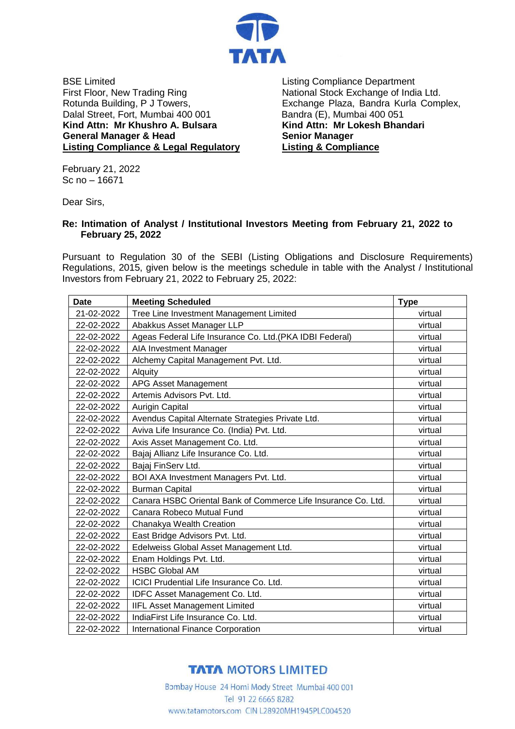BSE Limited
First Floor, New Trading Ring
Rotunda Building, P J Towers,
Dalal Street, Fort, Mumbai 400 001
**Kind Attn: Mr Khushro A. Bulsara**
**General Manager & Head**
**Listing Compliance & Legal Regulatory**

Listing Compliance Department
National Stock Exchange of India Ltd.
Exchange Plaza, Bandra Kurla Complex,
Bandra (E), Mumbai 400 051
**Kind Attn: Mr Lokesh Bhandari**
**Senior Manager**
**Listing & Compliance**

February 21, 2022
Sc no – 16671

Dear Sirs,

**Re: Intimation of Analyst / Institutional Investors Meeting from February 21, 2022 to February 25, 2022**

Pursuant to Regulation 30 of the SEBI (Listing Obligations and Disclosure Requirements) Regulations, 2015, given below is the meetings schedule in table with the Analyst / Institutional Investors from February 21, 2022 to February 25, 2022:

| Date | Meeting Scheduled | Type |
|---|---|---|
| 21-02-2022 | Tree Line Investment Management Limited | virtual |
| 22-02-2022 | Abakkus Asset Manager LLP | virtual |
| 22-02-2022 | Ageas Federal Life Insurance Co. Ltd.(PKA IDBI Federal) | virtual |
| 22-02-2022 | AIA Investment Manager | virtual |
| 22-02-2022 | Alchemy Capital Management Pvt. Ltd. | virtual |
| 22-02-2022 | Alquity | virtual |
| 22-02-2022 | APG Asset Management | virtual |
| 22-02-2022 | Artemis Advisors Pvt. Ltd. | virtual |
| 22-02-2022 | Aurigin Capital | virtual |
| 22-02-2022 | Avendus Capital Alternate Strategies Private Ltd. | virtual |
| 22-02-2022 | Aviva Life Insurance Co. (India) Pvt. Ltd. | virtual |
| 22-02-2022 | Axis Asset Management Co. Ltd. | virtual |
| 22-02-2022 | Bajaj Allianz Life Insurance Co. Ltd. | virtual |
| 22-02-2022 | Bajaj FinServ Ltd. | virtual |
| 22-02-2022 | BOI AXA Investment Managers Pvt. Ltd. | virtual |
| 22-02-2022 | Burman Capital | virtual |
| 22-02-2022 | Canara HSBC Oriental Bank of Commerce Life Insurance Co. Ltd. | virtual |
| 22-02-2022 | Canara Robeco Mutual Fund | virtual |
| 22-02-2022 | Chanakya Wealth Creation | virtual |
| 22-02-2022 | East Bridge Advisors Pvt. Ltd. | virtual |
| 22-02-2022 | Edelweiss Global Asset Management Ltd. | virtual |
| 22-02-2022 | Enam Holdings Pvt. Ltd. | virtual |
| 22-02-2022 | HSBC Global AM | virtual |
| 22-02-2022 | ICICI Prudential Life Insurance Co. Ltd. | virtual |
| 22-02-2022 | IDFC Asset Management Co. Ltd. | virtual |
| 22-02-2022 | IIFL Asset Management Limited | virtual |
| 22-02-2022 | IndiaFirst Life Insurance Co. Ltd. | virtual |
| 22-02-2022 | International Finance Corporation | virtual |

**TATA MOTORS LIMITED**
Bombay House 24 Homi Mody Street Mumbai 400 001
Tel 91 22 6665 8282
www.tatamotors.com CIN L28920MH1945PLC004520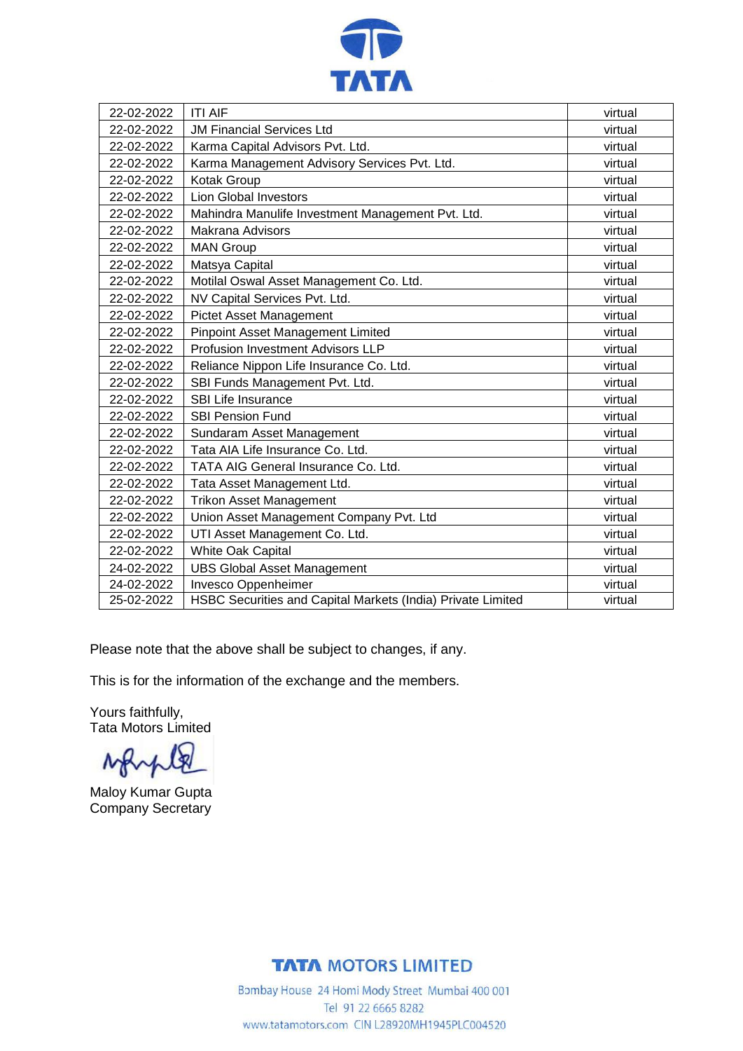| | | |
|---|---|---|
| 22-02-2022 | ITI AIF | virtual |
| 22-02-2022 | JM Financial Services Ltd | virtual |
| 22-02-2022 | Karma Capital Advisors Pvt. Ltd. | virtual |
| 22-02-2022 | Karma Management Advisory Services Pvt. Ltd. | virtual |
| 22-02-2022 | Kotak Group | virtual |
| 22-02-2022 | Lion Global Investors | virtual |
| 22-02-2022 | Mahindra Manulife Investment Management Pvt. Ltd. | virtual |
| 22-02-2022 | Makrana Advisors | virtual |
| 22-02-2022 | MAN Group | virtual |
| 22-02-2022 | Matsya Capital | virtual |
| 22-02-2022 | Motilal Oswal Asset Management Co. Ltd. | virtual |
| 22-02-2022 | NV Capital Services Pvt. Ltd. | virtual |
| 22-02-2022 | Pictet Asset Management | virtual |
| 22-02-2022 | Pinpoint Asset Management Limited | virtual |
| 22-02-2022 | Profusion Investment Advisors LLP | virtual |
| 22-02-2022 | Reliance Nippon Life Insurance Co. Ltd. | virtual |
| 22-02-2022 | SBI Funds Management Pvt. Ltd. | virtual |
| 22-02-2022 | SBI Life Insurance | virtual |
| 22-02-2022 | SBI Pension Fund | virtual |
| 22-02-2022 | Sundaram Asset Management | virtual |
| 22-02-2022 | Tata AIA Life Insurance Co. Ltd. | virtual |
| 22-02-2022 | TATA AIG General Insurance Co. Ltd. | virtual |
| 22-02-2022 | Tata Asset Management Ltd. | virtual |
| 22-02-2022 | Trikon Asset Management | virtual |
| 22-02-2022 | Union Asset Management Company Pvt. Ltd | virtual |
| 22-02-2022 | UTI Asset Management Co. Ltd. | virtual |
| 22-02-2022 | White Oak Capital | virtual |
| 24-02-2022 | UBS Global Asset Management | virtual |
| 24-02-2022 | Invesco Oppenheimer | virtual |
| 25-02-2022 | HSBC Securities and Capital Markets (India) Private Limited | virtual |

Please note that the above shall be subject to changes, if any.

This is for the information of the exchange and the members.

Yours faithfully,
Tata Motors Limited

Maloy Kumar Gupta
Company Secretary

**TATA MOTORS LIMITED**
Bombay House 24 Homi Mody Street Mumbai 400 001
Tel 91 22 6665 8282
www.tatamotors.com CIN L28920MH1945PLC004520